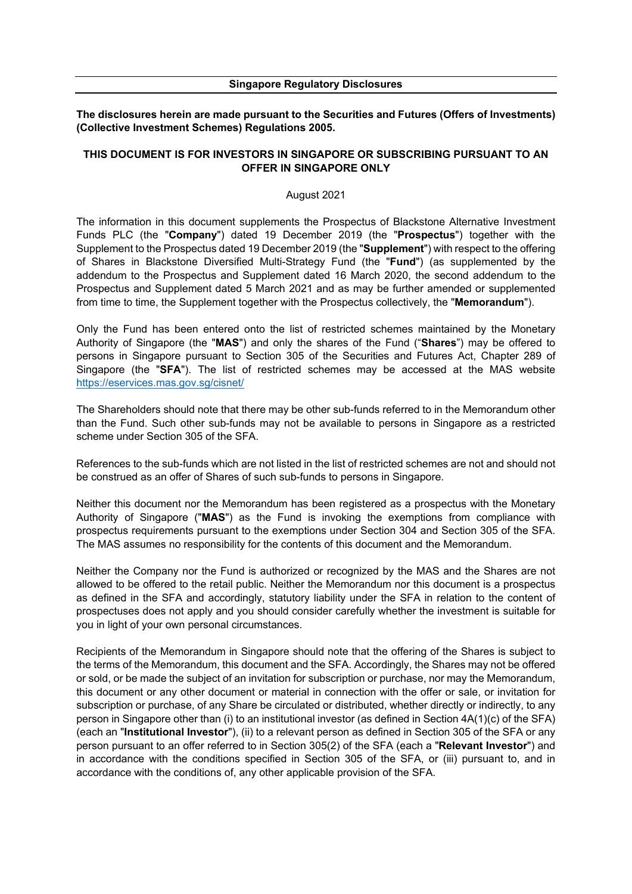## Singapore Regulatory Disclosures

**The disclosures herein are made pursuant to the Securities and Futures (Offers of Investments) (Collective Investment Schemes) Regulations 2005.**

**THIS DOCUMENT IS FOR INVESTORS IN SINGAPORE OR SUBSCRIBING PURSUANT TO AN OFFER IN SINGAPORE ONLY**

August 2021

The information in this document supplements the Prospectus of Blackstone Alternative Investment Funds PLC (the "**Company**") dated 19 December 2019 (the "**Prospectus**") together with the Supplement to the Prospectus dated 19 December 2019 (the "**Supplement**") with respect to the offering of Shares in Blackstone Diversified Multi-Strategy Fund (the "**Fund**") (as supplemented by the addendum to the Prospectus and Supplement dated 16 March 2020, the second addendum to the Prospectus and Supplement dated 5 March 2021 and as may be further amended or supplemented from time to time, the Supplement together with the Prospectus collectively, the "**Memorandum**").

Only the Fund has been entered onto the list of restricted schemes maintained by the Monetary Authority of Singapore (the "**MAS**") and only the shares of the Fund ("**Shares**") may be offered to persons in Singapore pursuant to Section 305 of the Securities and Futures Act, Chapter 289 of Singapore (the "**SFA**"). The list of restricted schemes may be accessed at the MAS website https://eservices.mas.gov.sg/cisnet/

The Shareholders should note that there may be other sub-funds referred to in the Memorandum other than the Fund. Such other sub-funds may not be available to persons in Singapore as a restricted scheme under Section 305 of the SFA.

References to the sub-funds which are not listed in the list of restricted schemes are not and should not be construed as an offer of Shares of such sub-funds to persons in Singapore.

Neither this document nor the Memorandum has been registered as a prospectus with the Monetary Authority of Singapore ("**MAS**") as the Fund is invoking the exemptions from compliance with prospectus requirements pursuant to the exemptions under Section 304 and Section 305 of the SFA. The MAS assumes no responsibility for the contents of this document and the Memorandum.

Neither the Company nor the Fund is authorized or recognized by the MAS and the Shares are not allowed to be offered to the retail public. Neither the Memorandum nor this document is a prospectus as defined in the SFA and accordingly, statutory liability under the SFA in relation to the content of prospectuses does not apply and you should consider carefully whether the investment is suitable for you in light of your own personal circumstances.

Recipients of the Memorandum in Singapore should note that the offering of the Shares is subject to the terms of the Memorandum, this document and the SFA. Accordingly, the Shares may not be offered or sold, or be made the subject of an invitation for subscription or purchase, nor may the Memorandum, this document or any other document or material in connection with the offer or sale, or invitation for subscription or purchase, of any Share be circulated or distributed, whether directly or indirectly, to any person in Singapore other than (i) to an institutional investor (as defined in Section 4A(1)(c) of the SFA) (each an "**Institutional Investor**"), (ii) to a relevant person as defined in Section 305 of the SFA or any person pursuant to an offer referred to in Section 305(2) of the SFA (each a "**Relevant Investor**") and in accordance with the conditions specified in Section 305 of the SFA, or (iii) pursuant to, and in accordance with the conditions of, any other applicable provision of the SFA.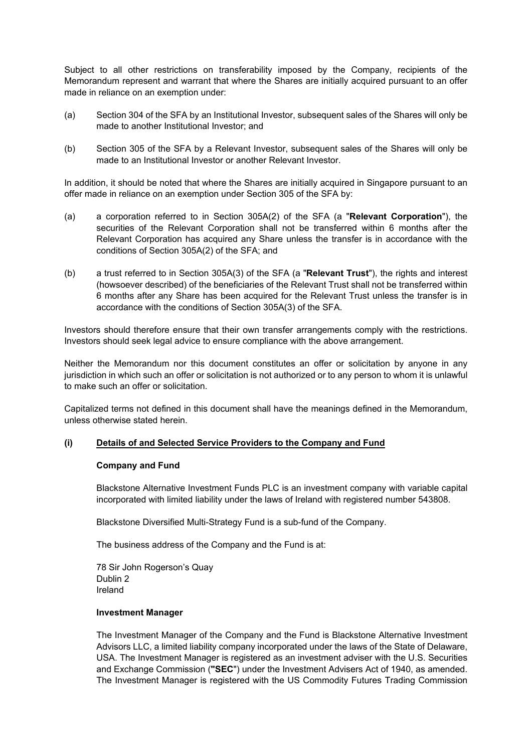Subject to all other restrictions on transferability imposed by the Company, recipients of the Memorandum represent and warrant that where the Shares are initially acquired pursuant to an offer made in reliance on an exemption under:

(a) Section 304 of the SFA by an Institutional Investor, subsequent sales of the Shares will only be made to another Institutional Investor; and

(b) Section 305 of the SFA by a Relevant Investor, subsequent sales of the Shares will only be made to an Institutional Investor or another Relevant Investor.

In addition, it should be noted that where the Shares are initially acquired in Singapore pursuant to an offer made in reliance on an exemption under Section 305 of the SFA by:

(a) a corporation referred to in Section 305A(2) of the SFA (a "**Relevant Corporation**"), the securities of the Relevant Corporation shall not be transferred within 6 months after the Relevant Corporation has acquired any Share unless the transfer is in accordance with the conditions of Section 305A(2) of the SFA; and

(b) a trust referred to in Section 305A(3) of the SFA (a "**Relevant Trust**"), the rights and interest (howsoever described) of the beneficiaries of the Relevant Trust shall not be transferred within 6 months after any Share has been acquired for the Relevant Trust unless the transfer is in accordance with the conditions of Section 305A(3) of the SFA.

Investors should therefore ensure that their own transfer arrangements comply with the restrictions. Investors should seek legal advice to ensure compliance with the above arrangement.

Neither the Memorandum nor this document constitutes an offer or solicitation by anyone in any jurisdiction in which such an offer or solicitation is not authorized or to any person to whom it is unlawful to make such an offer or solicitation.

Capitalized terms not defined in this document shall have the meanings defined in the Memorandum, unless otherwise stated herein.

## (i) Details of and Selected Service Providers to the Company and Fund

**Company and Fund**

Blackstone Alternative Investment Funds PLC is an investment company with variable capital incorporated with limited liability under the laws of Ireland with registered number 543808.

Blackstone Diversified Multi-Strategy Fund is a sub-fund of the Company.

The business address of the Company and the Fund is at:

78 Sir John Rogerson's Quay
Dublin 2
Ireland

**Investment Manager**

The Investment Manager of the Company and the Fund is Blackstone Alternative Investment Advisors LLC, a limited liability company incorporated under the laws of the State of Delaware, USA. The Investment Manager is registered as an investment adviser with the U.S. Securities and Exchange Commission (**"SEC"**) under the Investment Advisers Act of 1940, as amended. The Investment Manager is registered with the US Commodity Futures Trading Commission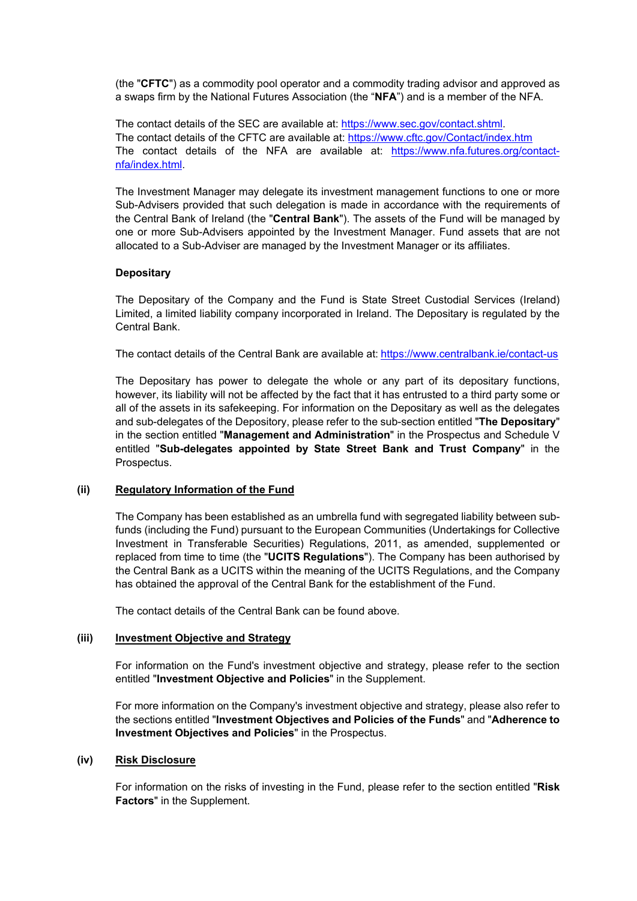(the "**CFTC**") as a commodity pool operator and a commodity trading advisor and approved as a swaps firm by the National Futures Association (the "**NFA**") and is a member of the NFA.

The contact details of the SEC are available at: https://www.sec.gov/contact.shtml.
The contact details of the CFTC are available at: https://www.cftc.gov/Contact/index.htm
The contact details of the NFA are available at: https://www.nfa.futures.org/contact-nfa/index.html.

The Investment Manager may delegate its investment management functions to one or more Sub-Advisers provided that such delegation is made in accordance with the requirements of the Central Bank of Ireland (the "**Central Bank**"). The assets of the Fund will be managed by one or more Sub-Advisers appointed by the Investment Manager. Fund assets that are not allocated to a Sub-Adviser are managed by the Investment Manager or its affiliates.

**Depositary**

The Depositary of the Company and the Fund is State Street Custodial Services (Ireland) Limited, a limited liability company incorporated in Ireland. The Depositary is regulated by the Central Bank.

The contact details of the Central Bank are available at: https://www.centralbank.ie/contact-us

The Depositary has power to delegate the whole or any part of its depositary functions, however, its liability will not be affected by the fact that it has entrusted to a third party some or all of the assets in its safekeeping. For information on the Depositary as well as the delegates and sub-delegates of the Depository, please refer to the sub-section entitled "**The Depositary**" in the section entitled "**Management and Administration**" in the Prospectus and Schedule V entitled "**Sub-delegates appointed by State Street Bank and Trust Company**" in the Prospectus.

**(ii)** **Regulatory Information of the Fund**

The Company has been established as an umbrella fund with segregated liability between sub-funds (including the Fund) pursuant to the European Communities (Undertakings for Collective Investment in Transferable Securities) Regulations, 2011, as amended, supplemented or replaced from time to time (the "**UCITS Regulations**"). The Company has been authorised by the Central Bank as a UCITS within the meaning of the UCITS Regulations, and the Company has obtained the approval of the Central Bank for the establishment of the Fund.

The contact details of the Central Bank can be found above.

**(iii)** **Investment Objective and Strategy**

For information on the Fund's investment objective and strategy, please refer to the section entitled "**Investment Objective and Policies**" in the Supplement.

For more information on the Company's investment objective and strategy, please also refer to the sections entitled "**Investment Objectives and Policies of the Funds**" and "**Adherence to Investment Objectives and Policies**" in the Prospectus.

**(iv)** **Risk Disclosure**

For information on the risks of investing in the Fund, please refer to the section entitled "**Risk Factors**" in the Supplement.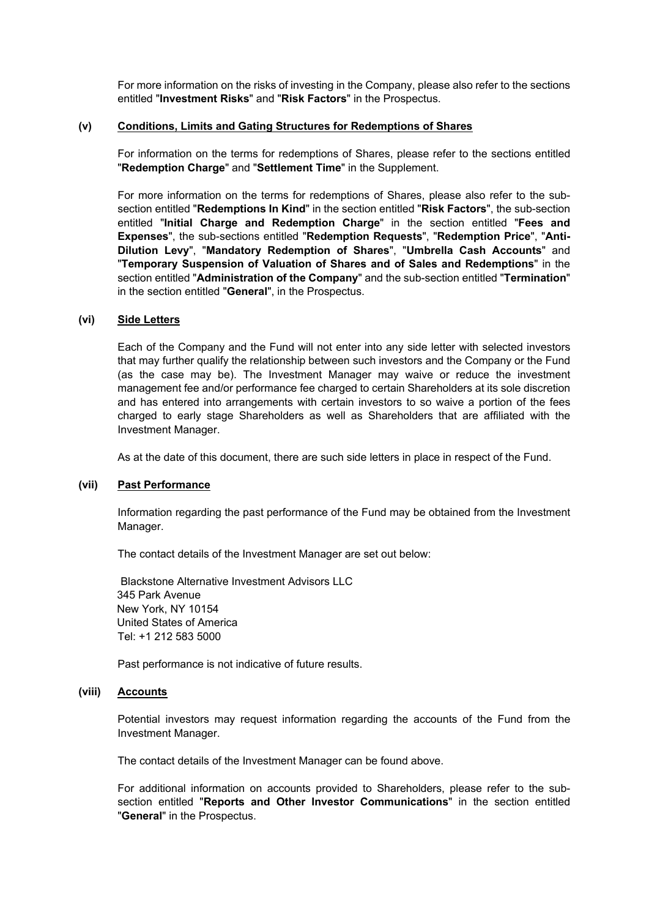For more information on the risks of investing in the Company, please also refer to the sections entitled "**Investment Risks**" and "**Risk Factors**" in the Prospectus.

### (v) Conditions, Limits and Gating Structures for Redemptions of Shares

For information on the terms for redemptions of Shares, please refer to the sections entitled "**Redemption Charge**" and "**Settlement Time**" in the Supplement.

For more information on the terms for redemptions of Shares, please also refer to the sub-section entitled "**Redemptions In Kind**" in the section entitled "**Risk Factors**", the sub-section entitled "**Initial Charge and Redemption Charge**" in the section entitled "**Fees and Expenses**", the sub-sections entitled "**Redemption Requests**", "**Redemption Price**", "**Anti-Dilution Levy**", "**Mandatory Redemption of Shares**", "**Umbrella Cash Accounts**" and "**Temporary Suspension of Valuation of Shares and of Sales and Redemptions**" in the section entitled "**Administration of the Company**" and the sub-section entitled "**Termination**" in the section entitled "**General**", in the Prospectus.

### (vi) Side Letters

Each of the Company and the Fund will not enter into any side letter with selected investors that may further qualify the relationship between such investors and the Company or the Fund (as the case may be). The Investment Manager may waive or reduce the investment management fee and/or performance fee charged to certain Shareholders at its sole discretion and has entered into arrangements with certain investors to so waive a portion of the fees charged to early stage Shareholders as well as Shareholders that are affiliated with the Investment Manager.

As at the date of this document, there are such side letters in place in respect of the Fund.

### (vii) Past Performance

Information regarding the past performance of the Fund may be obtained from the Investment Manager.

The contact details of the Investment Manager are set out below:

Blackstone Alternative Investment Advisors LLC
345 Park Avenue
New York, NY 10154
United States of America
Tel: +1 212 583 5000

Past performance is not indicative of future results.

### (viii) Accounts

Potential investors may request information regarding the accounts of the Fund from the Investment Manager.

The contact details of the Investment Manager can be found above.

For additional information on accounts provided to Shareholders, please refer to the sub-section entitled "**Reports and Other Investor Communications**" in the section entitled "**General**" in the Prospectus.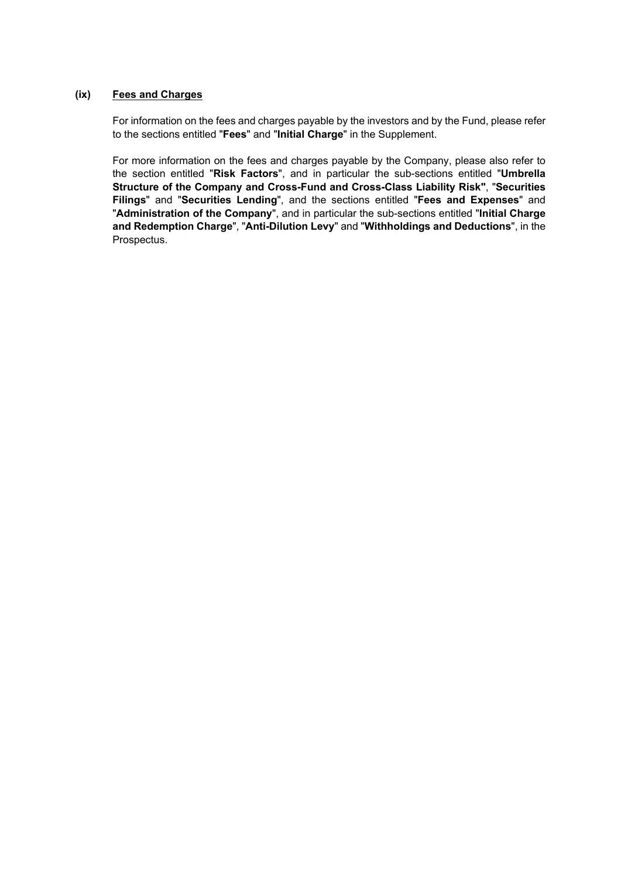### (ix) Fees and Charges

For information on the fees and charges payable by the investors and by the Fund, please refer to the sections entitled "**Fees**" and "**Initial Charge**" in the Supplement.

For more information on the fees and charges payable by the Company, please also refer to the section entitled "**Risk Factors**", and in particular the sub-sections entitled "**Umbrella Structure of the Company and Cross-Fund and Cross-Class Liability Risk"**, "**Securities Filings**" and "**Securities Lending**", and the sections entitled "**Fees and Expenses**" and "**Administration of the Company**", and in particular the sub-sections entitled "**Initial Charge and Redemption Charge**", "**Anti-Dilution Levy**" and "**Withholdings and Deductions**", in the Prospectus.